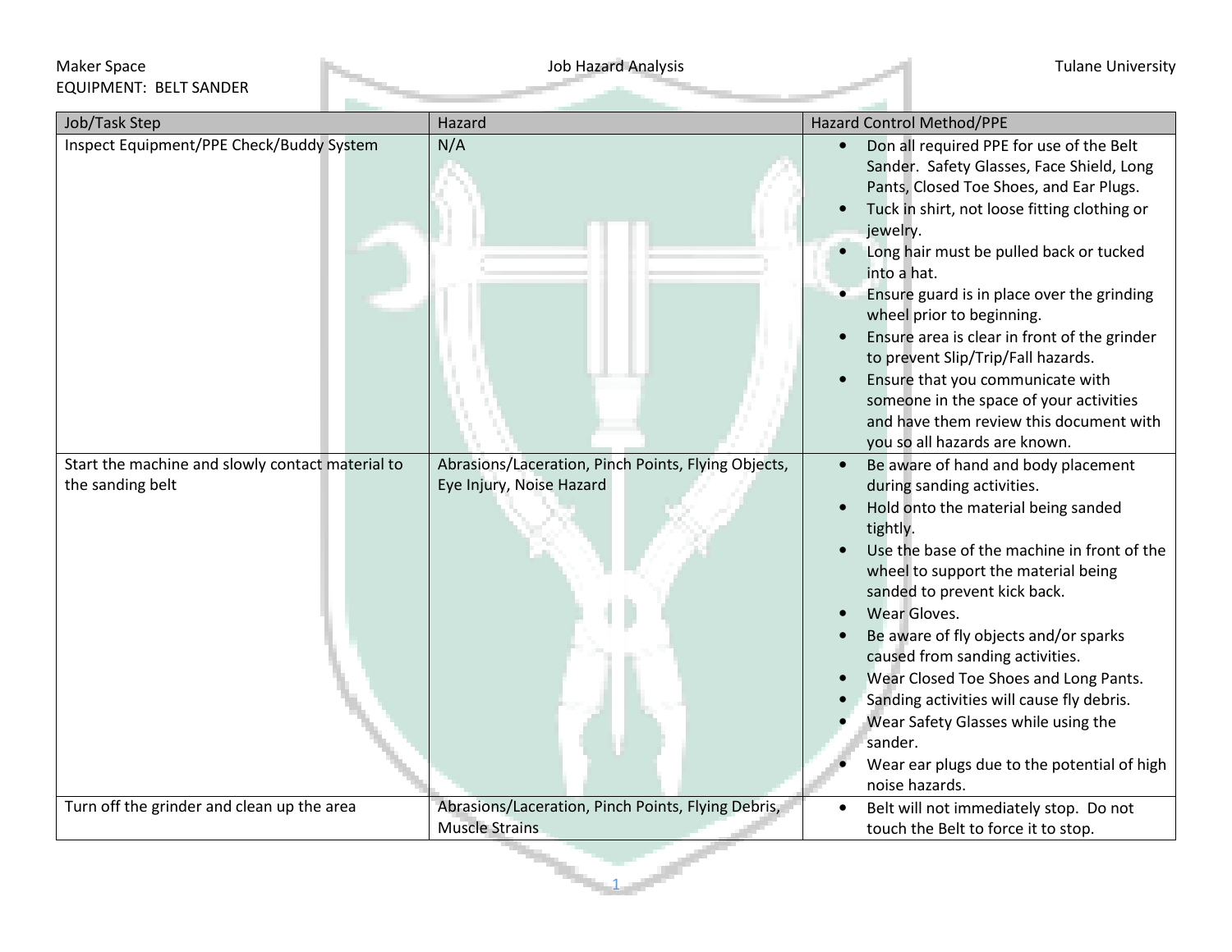Maker Space | Job Hazard Analysis | Tulane University

EQUIPMENT: BELT SANDER

| Job/Task Step | Hazard | Hazard Control Method/PPE |
|---|---|---|
| Inspect Equipment/PPE Check/Buddy System | N/A | • Don all required PPE for use of the Belt Sander. Safety Glasses, Face Shield, Long Pants, Closed Toe Shoes, and Ear Plugs.<br>• Tuck in shirt, not loose fitting clothing or jewelry.<br>• Long hair must be pulled back or tucked into a hat.<br>• Ensure guard is in place over the grinding wheel prior to beginning.<br>• Ensure area is clear in front of the grinder to prevent Slip/Trip/Fall hazards.<br>• Ensure that you communicate with someone in the space of your activities and have them review this document with you so all hazards are known. |
| Start the machine and slowly contact material to the sanding belt | Abrasions/Laceration, Pinch Points, Flying Objects, Eye Injury, Noise Hazard | • Be aware of hand and body placement during sanding activities.<br>• Hold onto the material being sanded tightly.<br>• Use the base of the machine in front of the wheel to support the material being sanded to prevent kick back.<br>• Wear Gloves.<br>• Be aware of fly objects and/or sparks caused from sanding activities.<br>• Wear Closed Toe Shoes and Long Pants.<br>• Sanding activities will cause fly debris.<br>• Wear Safety Glasses while using the sander.<br>• Wear ear plugs due to the potential of high noise hazards. |
| Turn off the grinder and clean up the area | Abrasions/Laceration, Pinch Points, Flying Debris, Muscle Strains | • Belt will not immediately stop. Do not touch the Belt to force it to stop. |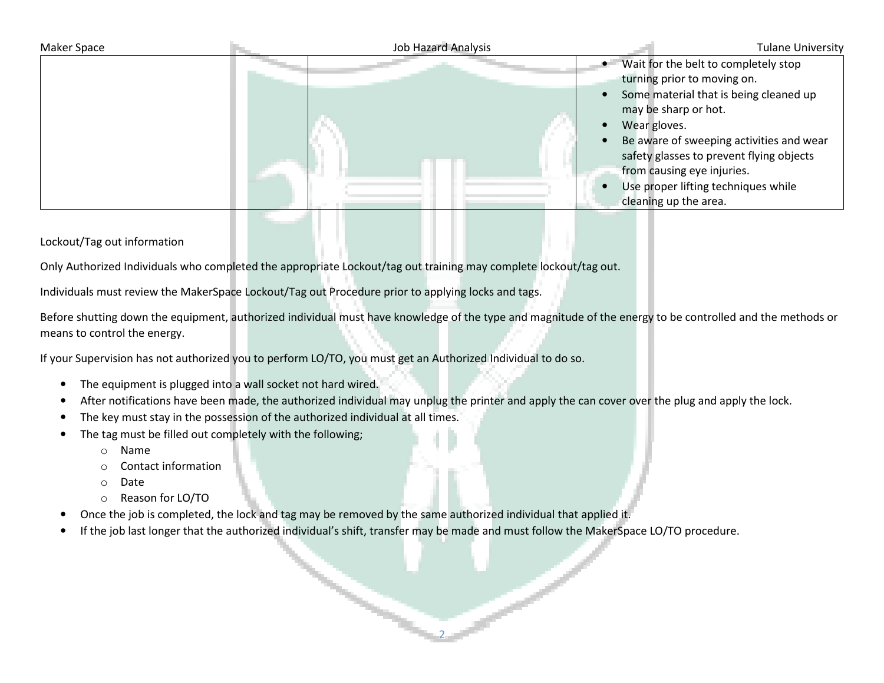| | | |
|---|---|---|
| | | • Wait for the belt to completely stop turning prior to moving on.<br>• Some material that is being cleaned up may be sharp or hot.<br>• Wear gloves.<br>• Be aware of sweeping activities and wear safety glasses to prevent flying objects from causing eye injuries.<br>• Use proper lifting techniques while cleaning up the area. |

Lockout/Tag out information

Only Authorized Individuals who completed the appropriate Lockout/tag out training may complete lockout/tag out.

Individuals must review the MakerSpace Lockout/Tag out Procedure prior to applying locks and tags.

Before shutting down the equipment, authorized individual must have knowledge of the type and magnitude of the energy to be controlled and the methods or means to control the energy.

If your Supervision has not authorized you to perform LO/TO, you must get an Authorized Individual to do so.

- The equipment is plugged into a wall socket not hard wired.
- After notifications have been made, the authorized individual may unplug the printer and apply the can cover over the plug and apply the lock.
- The key must stay in the possession of the authorized individual at all times.
- The tag must be filled out completely with the following;
  - Name
  - Contact information
  - Date
  - Reason for LO/TO
- Once the job is completed, the lock and tag may be removed by the same authorized individual that applied it.
- If the job last longer that the authorized individual's shift, transfer may be made and must follow the MakerSpace LO/TO procedure.